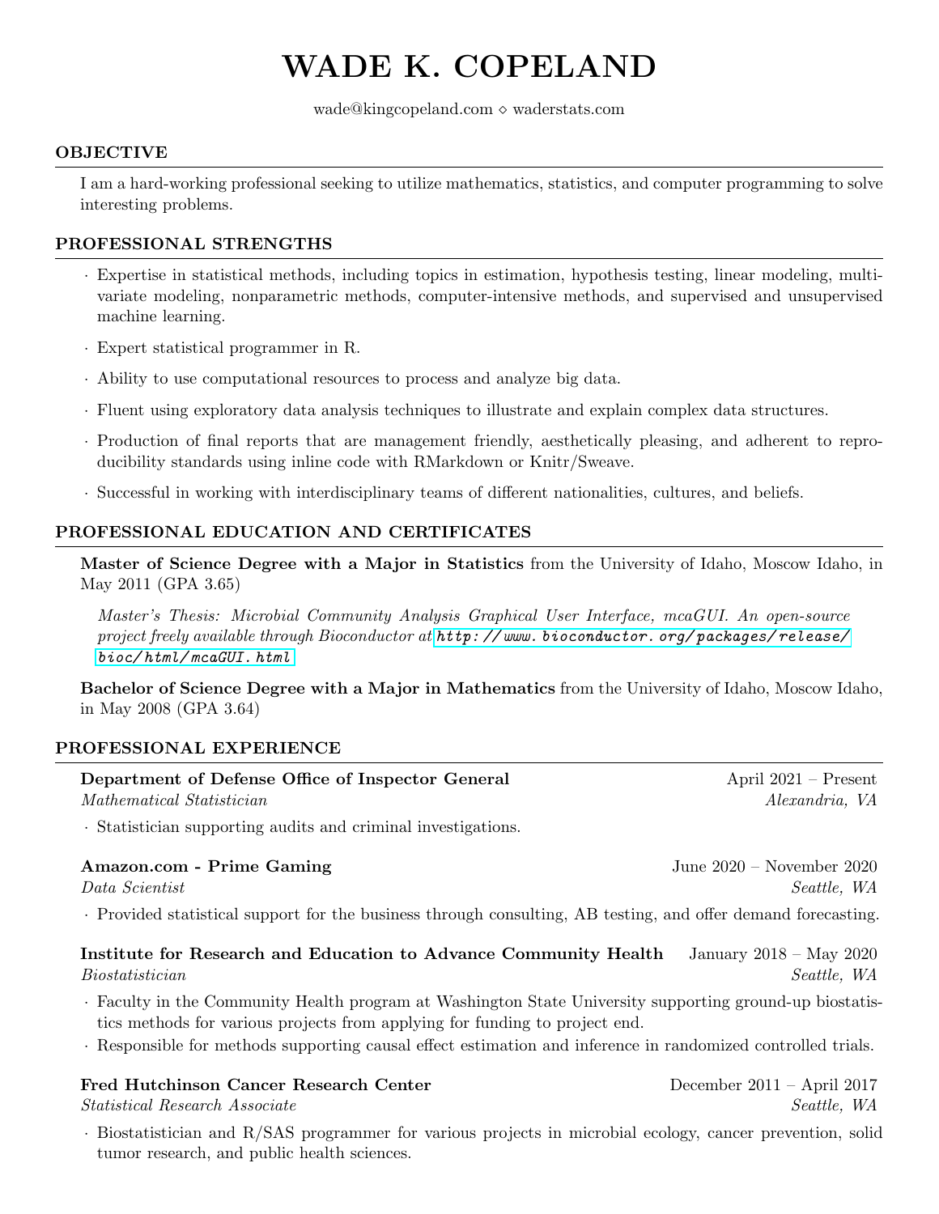# WADE K. COPELAND

wade@kingcopeland.com ⋄ waderstats.com

## OBJECTIVE

I am a hard-working professional seeking to utilize mathematics, statistics, and computer programming to solve interesting problems.

## PROFESSIONAL STRENGTHS

- Expertise in statistical methods, including topics in estimation, hypothesis testing, linear modeling, multivariate modeling, nonparametric methods, computer-intensive methods, and supervised and unsupervised machine learning.
- Expert statistical programmer in R.
- Ability to use computational resources to process and analyze big data.
- Fluent using exploratory data analysis techniques to illustrate and explain complex data structures.
- Production of final reports that are management friendly, aesthetically pleasing, and adherent to reproducibility standards using inline code with RMarkdown or Knitr/Sweave.
- Successful in working with interdisciplinary teams of different nationalities, cultures, and beliefs.

## PROFESSIONAL EDUCATION AND CERTIFICATES

**Master of Science Degree with a Major in Statistics** from the University of Idaho, Moscow Idaho, in May 2011 (GPA 3.65)

*Master's Thesis: Microbial Community Analysis Graphical User Interface, mcaGUI. An open-source project freely available through Bioconductor at* http://www.bioconductor.org/packages/release/bioc/html/mcaGUI.html

**Bachelor of Science Degree with a Major in Mathematics** from the University of Idaho, Moscow Idaho, in May 2008 (GPA 3.64)

## PROFESSIONAL EXPERIENCE

**Department of Defense Office of Inspector General** — April 2021 – Present
*Mathematical Statistician* — *Alexandria, VA*

- Statistician supporting audits and criminal investigations.

**Amazon.com - Prime Gaming** — June 2020 – November 2020
*Data Scientist* — *Seattle, WA*

- Provided statistical support for the business through consulting, AB testing, and offer demand forecasting.

**Institute for Research and Education to Advance Community Health** — January 2018 – May 2020
*Biostatistician* — *Seattle, WA*

- Faculty in the Community Health program at Washington State University supporting ground-up biostatistics methods for various projects from applying for funding to project end.
- Responsible for methods supporting causal effect estimation and inference in randomized controlled trials.

**Fred Hutchinson Cancer Research Center** — December 2011 – April 2017
*Statistical Research Associate* — *Seattle, WA*

- Biostatistician and R/SAS programmer for various projects in microbial ecology, cancer prevention, solid tumor research, and public health sciences.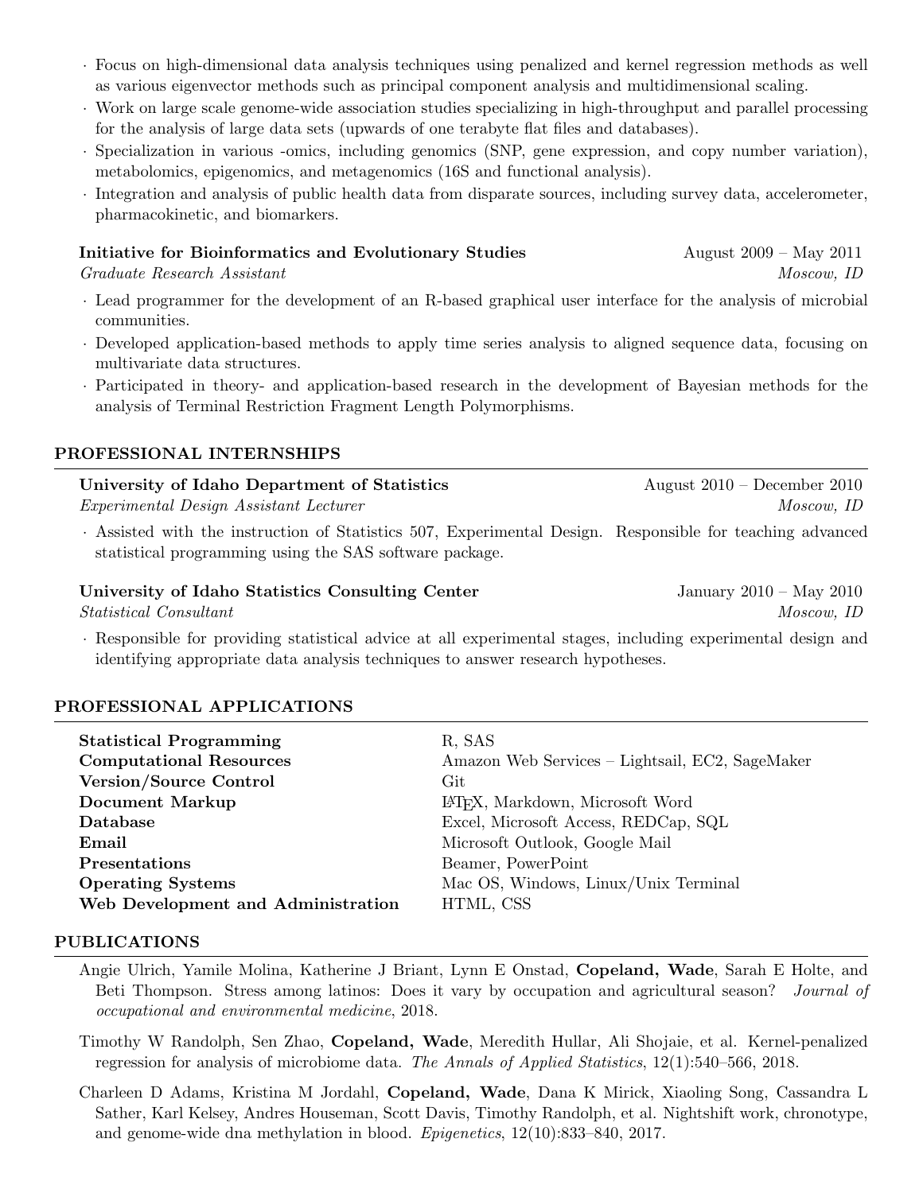- Focus on high-dimensional data analysis techniques using penalized and kernel regression methods as well as various eigenvector methods such as principal component analysis and multidimensional scaling.
- Work on large scale genome-wide association studies specializing in high-throughput and parallel processing for the analysis of large data sets (upwards of one terabyte flat files and databases).
- Specialization in various -omics, including genomics (SNP, gene expression, and copy number variation), metabolomics, epigenomics, and metagenomics (16S and functional analysis).
- Integration and analysis of public health data from disparate sources, including survey data, accelerometer, pharmacokinetic, and biomarkers.

**Initiative for Bioinformatics and Evolutionary Studies** — August 2009 – May 2011
*Graduate Research Assistant* — *Moscow, ID*

- Lead programmer for the development of an R-based graphical user interface for the analysis of microbial communities.
- Developed application-based methods to apply time series analysis to aligned sequence data, focusing on multivariate data structures.
- Participated in theory- and application-based research in the development of Bayesian methods for the analysis of Terminal Restriction Fragment Length Polymorphisms.

## PROFESSIONAL INTERNSHIPS

**University of Idaho Department of Statistics** — August 2010 – December 2010
*Experimental Design Assistant Lecturer* — *Moscow, ID*

- Assisted with the instruction of Statistics 507, Experimental Design. Responsible for teaching advanced statistical programming using the SAS software package.

**University of Idaho Statistics Consulting Center** — January 2010 – May 2010
*Statistical Consultant* — *Moscow, ID*

- Responsible for providing statistical advice at all experimental stages, including experimental design and identifying appropriate data analysis techniques to answer research hypotheses.

## PROFESSIONAL APPLICATIONS

| | |
|---|---|
| **Statistical Programming** | R, SAS |
| **Computational Resources** | Amazon Web Services – Lightsail, EC2, SageMaker |
| **Version/Source Control** | Git |
| **Document Markup** | LaTeX, Markdown, Microsoft Word |
| **Database** | Excel, Microsoft Access, REDCap, SQL |
| **Email** | Microsoft Outlook, Google Mail |
| **Presentations** | Beamer, PowerPoint |
| **Operating Systems** | Mac OS, Windows, Linux/Unix Terminal |
| **Web Development and Administration** | HTML, CSS |

## PUBLICATIONS

Angie Ulrich, Yamile Molina, Katherine J Briant, Lynn E Onstad, **Copeland, Wade**, Sarah E Holte, and Beti Thompson. Stress among latinos: Does it vary by occupation and agricultural season? *Journal of occupational and environmental medicine*, 2018.

Timothy W Randolph, Sen Zhao, **Copeland, Wade**, Meredith Hullar, Ali Shojaie, et al. Kernel-penalized regression for analysis of microbiome data. *The Annals of Applied Statistics*, 12(1):540–566, 2018.

Charleen D Adams, Kristina M Jordahl, **Copeland, Wade**, Dana K Mirick, Xiaoling Song, Cassandra L Sather, Karl Kelsey, Andres Houseman, Scott Davis, Timothy Randolph, et al. Nightshift work, chronotype, and genome-wide dna methylation in blood. *Epigenetics*, 12(10):833–840, 2017.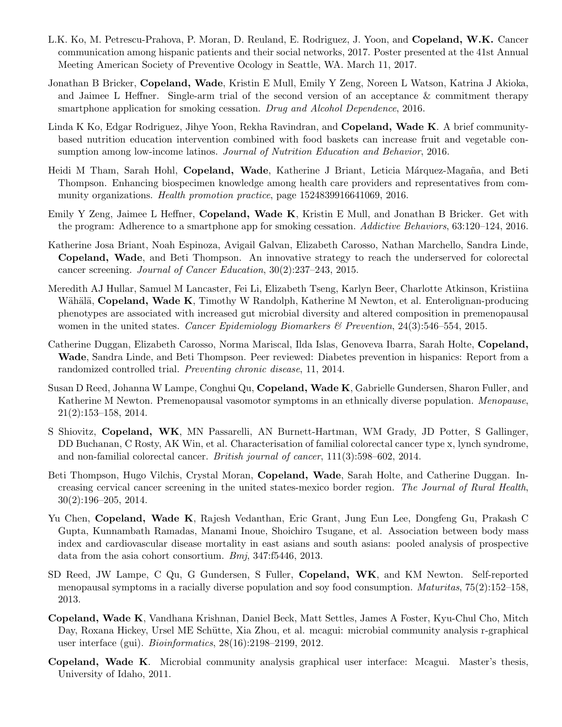L.K. Ko, M. Petrescu-Prahova, P. Moran, D. Reuland, E. Rodriguez, J. Yoon, and **Copeland, W.K.** Cancer communication among hispanic patients and their social networks, 2017. Poster presented at the 41st Annual Meeting American Society of Preventive Ocology in Seattle, WA. March 11, 2017.

Jonathan B Bricker, **Copeland, Wade**, Kristin E Mull, Emily Y Zeng, Noreen L Watson, Katrina J Akioka, and Jaimee L Heffner. Single-arm trial of the second version of an acceptance & commitment therapy smartphone application for smoking cessation. *Drug and Alcohol Dependence*, 2016.

Linda K Ko, Edgar Rodriguez, Jihye Yoon, Rekha Ravindran, and **Copeland, Wade K**. A brief community-based nutrition education intervention combined with food baskets can increase fruit and vegetable consumption among low-income latinos. *Journal of Nutrition Education and Behavior*, 2016.

Heidi M Tham, Sarah Hohl, **Copeland, Wade**, Katherine J Briant, Leticia Márquez-Magaña, and Beti Thompson. Enhancing biospecimen knowledge among health care providers and representatives from community organizations. *Health promotion practice*, page 1524839916641069, 2016.

Emily Y Zeng, Jaimee L Heffner, **Copeland, Wade K**, Kristin E Mull, and Jonathan B Bricker. Get with the program: Adherence to a smartphone app for smoking cessation. *Addictive Behaviors*, 63:120–124, 2016.

Katherine Josa Briant, Noah Espinoza, Avigail Galvan, Elizabeth Carosso, Nathan Marchello, Sandra Linde, **Copeland, Wade**, and Beti Thompson. An innovative strategy to reach the underserved for colorectal cancer screening. *Journal of Cancer Education*, 30(2):237–243, 2015.

Meredith AJ Hullar, Samuel M Lancaster, Fei Li, Elizabeth Tseng, Karlyn Beer, Charlotte Atkinson, Kristiina Wähälä, **Copeland, Wade K**, Timothy W Randolph, Katherine M Newton, et al. Enterolignan-producing phenotypes are associated with increased gut microbial diversity and altered composition in premenopausal women in the united states. *Cancer Epidemiology Biomarkers & Prevention*, 24(3):546–554, 2015.

Catherine Duggan, Elizabeth Carosso, Norma Mariscal, Ilda Islas, Genoveva Ibarra, Sarah Holte, **Copeland, Wade**, Sandra Linde, and Beti Thompson. Peer reviewed: Diabetes prevention in hispanics: Report from a randomized controlled trial. *Preventing chronic disease*, 11, 2014.

Susan D Reed, Johanna W Lampe, Conghui Qu, **Copeland, Wade K**, Gabrielle Gundersen, Sharon Fuller, and Katherine M Newton. Premenopausal vasomotor symptoms in an ethnically diverse population. *Menopause*, 21(2):153–158, 2014.

S Shiovitz, **Copeland, WK**, MN Passarelli, AN Burnett-Hartman, WM Grady, JD Potter, S Gallinger, DD Buchanan, C Rosty, AK Win, et al. Characterisation of familial colorectal cancer type x, lynch syndrome, and non-familial colorectal cancer. *British journal of cancer*, 111(3):598–602, 2014.

Beti Thompson, Hugo Vilchis, Crystal Moran, **Copeland, Wade**, Sarah Holte, and Catherine Duggan. Increasing cervical cancer screening in the united states-mexico border region. *The Journal of Rural Health*, 30(2):196–205, 2014.

Yu Chen, **Copeland, Wade K**, Rajesh Vedanthan, Eric Grant, Jung Eun Lee, Dongfeng Gu, Prakash C Gupta, Kunnambath Ramadas, Manami Inoue, Shoichiro Tsugane, et al. Association between body mass index and cardiovascular disease mortality in east asians and south asians: pooled analysis of prospective data from the asia cohort consortium. *Bmj*, 347:f5446, 2013.

SD Reed, JW Lampe, C Qu, G Gundersen, S Fuller, **Copeland, WK**, and KM Newton. Self-reported menopausal symptoms in a racially diverse population and soy food consumption. *Maturitas*, 75(2):152–158, 2013.

**Copeland, Wade K**, Vandhana Krishnan, Daniel Beck, Matt Settles, James A Foster, Kyu-Chul Cho, Mitch Day, Roxana Hickey, Ursel ME Schütte, Xia Zhou, et al. mcagui: microbial community analysis r-graphical user interface (gui). *Bioinformatics*, 28(16):2198–2199, 2012.

**Copeland, Wade K**. Microbial community analysis graphical user interface: Mcagui. Master's thesis, University of Idaho, 2011.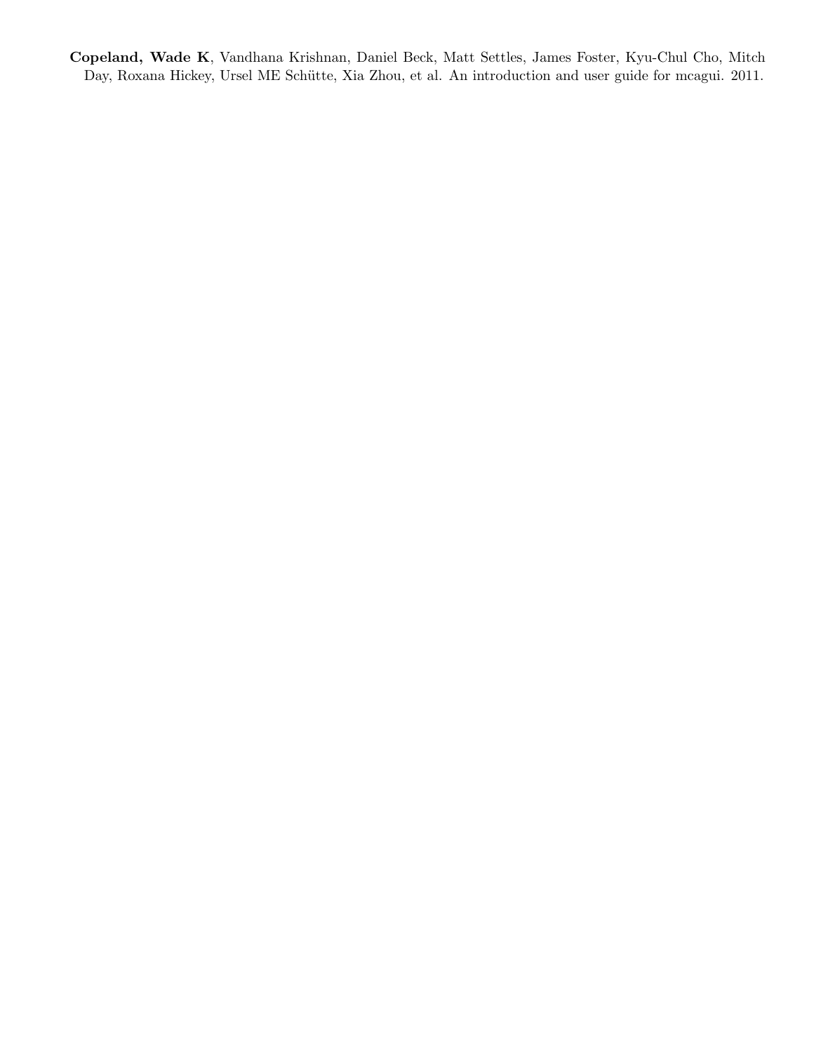**Copeland, Wade K**, Vandhana Krishnan, Daniel Beck, Matt Settles, James Foster, Kyu-Chul Cho, Mitch Day, Roxana Hickey, Ursel ME Schütte, Xia Zhou, et al. An introduction and user guide for mcagui. 2011.